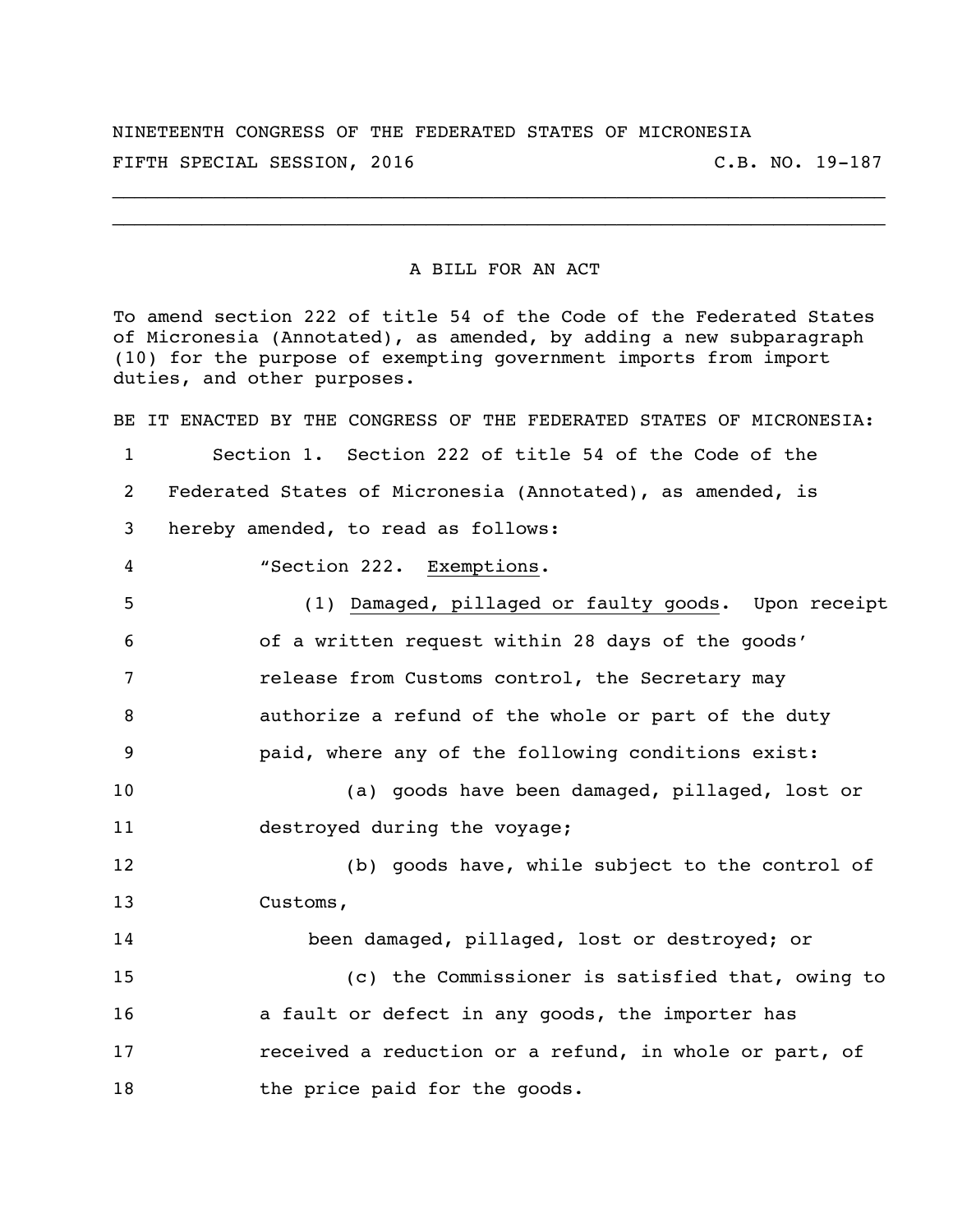NINETEENTH CONGRESS OF THE FEDERATED STATES OF MICRONESIA

FIFTH SPECIAL SESSION, 2016 C.B. NO. 19-187

---

A BILL FOR AN ACT

To amend section 222 of title 54 of the Code of the Federated States of Micronesia (Annotated), as amended, by adding a new subparagraph (10) for the purpose of exempting government imports from import duties, and other purposes.

BE IT ENACTED BY THE CONGRESS OF THE FEDERATED STATES OF MICRONESIA:

1 Section 1. Section 222 of title 54 of the Code of the
2 Federated States of Micronesia (Annotated), as amended, is
3 hereby amended, to read as follows:
4 "Section 222. Exemptions.
5 (1) Damaged, pillaged or faulty goods. Upon receipt
6 of a written request within 28 days of the goods'
7 release from Customs control, the Secretary may
8 authorize a refund of the whole or part of the duty
9 paid, where any of the following conditions exist:
10 (a) goods have been damaged, pillaged, lost or
11 destroyed during the voyage;
12 (b) goods have, while subject to the control of
13 Customs,
14 been damaged, pillaged, lost or destroyed; or
15 (c) the Commissioner is satisfied that, owing to
16 a fault or defect in any goods, the importer has
17 received a reduction or a refund, in whole or part, of
18 the price paid for the goods.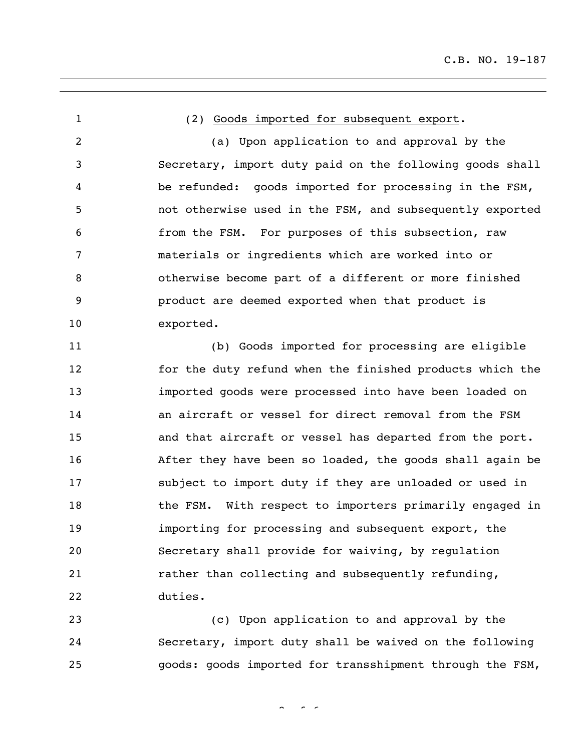(2) <u>Goods imported for subsequent export</u>.

(a) Upon application to and approval by the Secretary, import duty paid on the following goods shall be refunded: goods imported for processing in the FSM, not otherwise used in the FSM, and subsequently exported from the FSM. For purposes of this subsection, raw materials or ingredients which are worked into or otherwise become part of a different or more finished product are deemed exported when that product is exported.

(b) Goods imported for processing are eligible for the duty refund when the finished products which the imported goods were processed into have been loaded on an aircraft or vessel for direct removal from the FSM and that aircraft or vessel has departed from the port. After they have been so loaded, the goods shall again be subject to import duty if they are unloaded or used in the FSM. With respect to importers primarily engaged in importing for processing and subsequent export, the Secretary shall provide for waiving, by regulation rather than collecting and subsequently refunding, duties.

(c) Upon application to and approval by the Secretary, import duty shall be waived on the following goods: goods imported for transshipment through the FSM,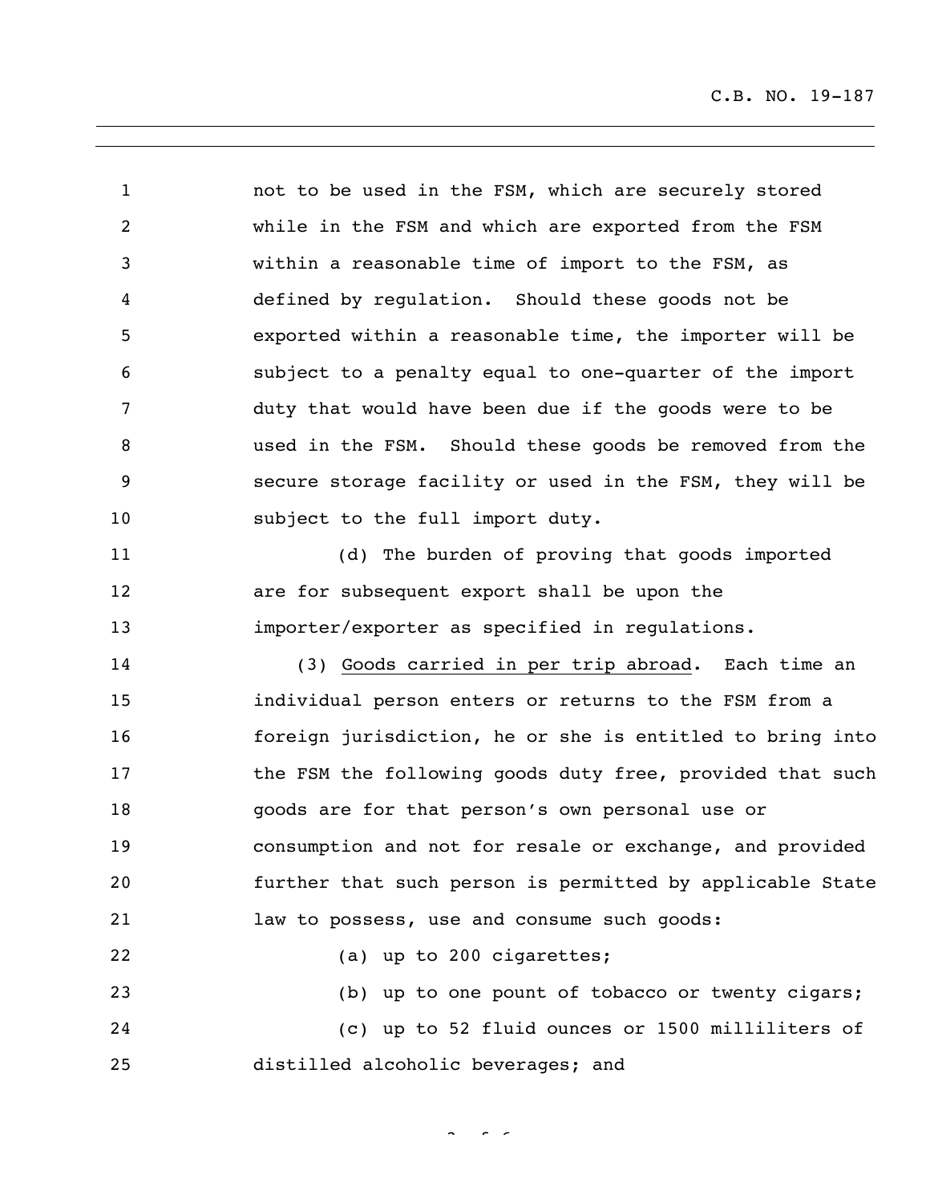not to be used in the FSM, which are securely stored while in the FSM and which are exported from the FSM within a reasonable time of import to the FSM, as defined by regulation. Should these goods not be exported within a reasonable time, the importer will be subject to a penalty equal to one-quarter of the import duty that would have been due if the goods were to be used in the FSM. Should these goods be removed from the secure storage facility or used in the FSM, they will be subject to the full import duty.

(d) The burden of proving that goods imported are for subsequent export shall be upon the importer/exporter as specified in regulations.

(3) Goods carried in per trip abroad. Each time an individual person enters or returns to the FSM from a foreign jurisdiction, he or she is entitled to bring into the FSM the following goods duty free, provided that such goods are for that person's own personal use or consumption and not for resale or exchange, and provided further that such person is permitted by applicable State law to possess, use and consume such goods:

(a) up to 200 cigarettes;

(b) up to one pount of tobacco or twenty cigars;

(c) up to 52 fluid ounces or 1500 milliliters of distilled alcoholic beverages; and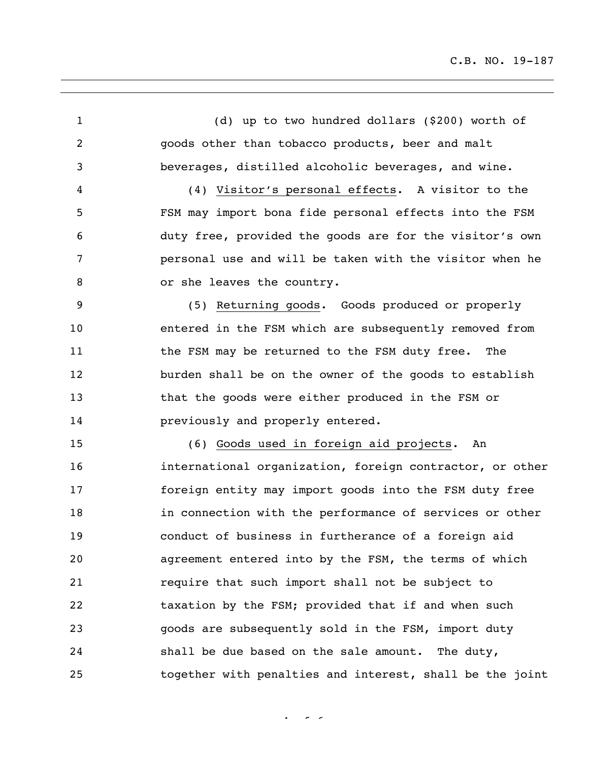(d) up to two hundred dollars ($200) worth of goods other than tobacco products, beer and malt beverages, distilled alcoholic beverages, and wine.

(4) Visitor's personal effects. A visitor to the FSM may import bona fide personal effects into the FSM duty free, provided the goods are for the visitor's own personal use and will be taken with the visitor when he or she leaves the country.

(5) Returning goods. Goods produced or properly entered in the FSM which are subsequently removed from the FSM may be returned to the FSM duty free. The burden shall be on the owner of the goods to establish that the goods were either produced in the FSM or previously and properly entered.

(6) Goods used in foreign aid projects. An international organization, foreign contractor, or other foreign entity may import goods into the FSM duty free in connection with the performance of services or other conduct of business in furtherance of a foreign aid agreement entered into by the FSM, the terms of which require that such import shall not be subject to taxation by the FSM; provided that if and when such goods are subsequently sold in the FSM, import duty shall be due based on the sale amount. The duty, together with penalties and interest, shall be the joint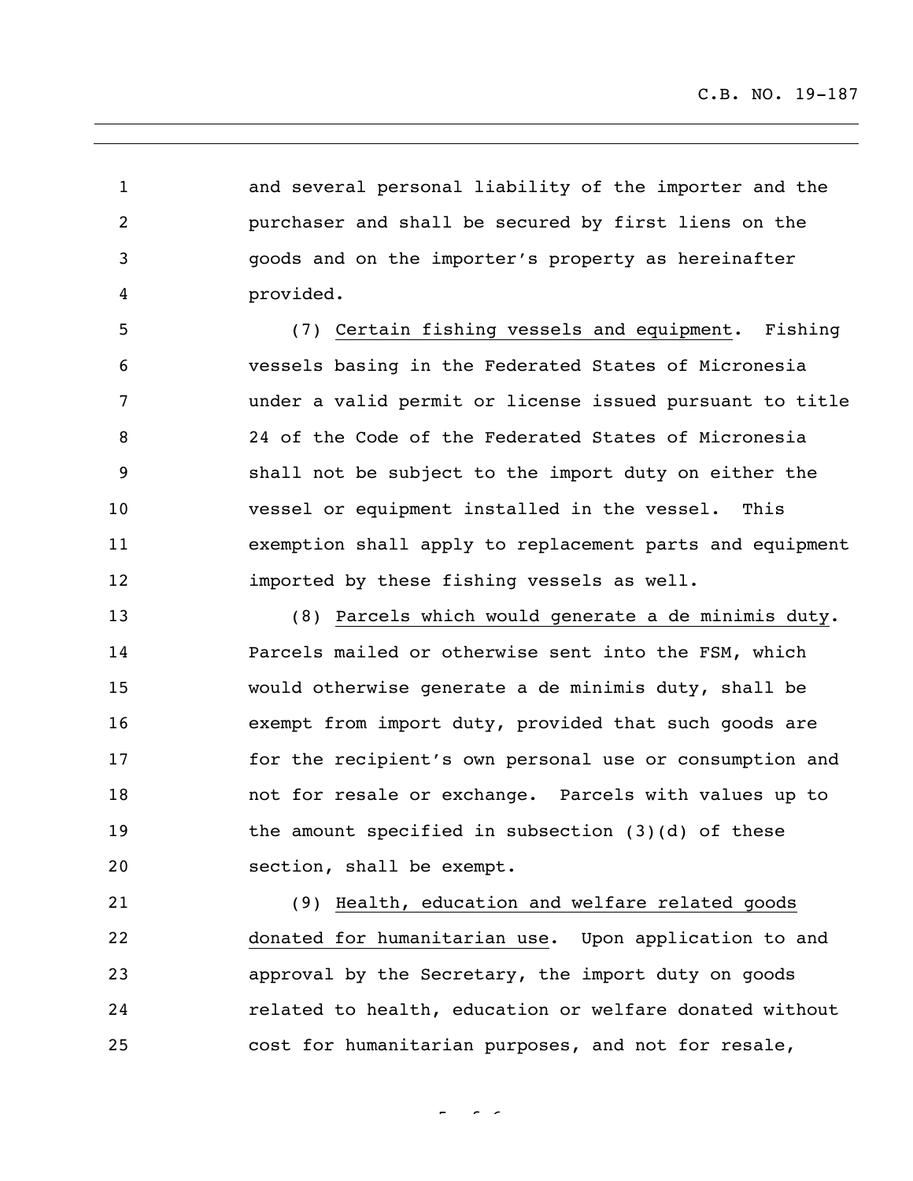and several personal liability of the importer and the purchaser and shall be secured by first liens on the goods and on the importer's property as hereinafter provided.

(7) Certain fishing vessels and equipment. Fishing vessels basing in the Federated States of Micronesia under a valid permit or license issued pursuant to title 24 of the Code of the Federated States of Micronesia shall not be subject to the import duty on either the vessel or equipment installed in the vessel. This exemption shall apply to replacement parts and equipment imported by these fishing vessels as well.

(8) Parcels which would generate a de minimis duty. Parcels mailed or otherwise sent into the FSM, which would otherwise generate a de minimis duty, shall be exempt from import duty, provided that such goods are for the recipient's own personal use or consumption and not for resale or exchange. Parcels with values up to the amount specified in subsection (3)(d) of these section, shall be exempt.

(9) Health, education and welfare related goods donated for humanitarian use. Upon application to and approval by the Secretary, the import duty on goods related to health, education or welfare donated without cost for humanitarian purposes, and not for resale,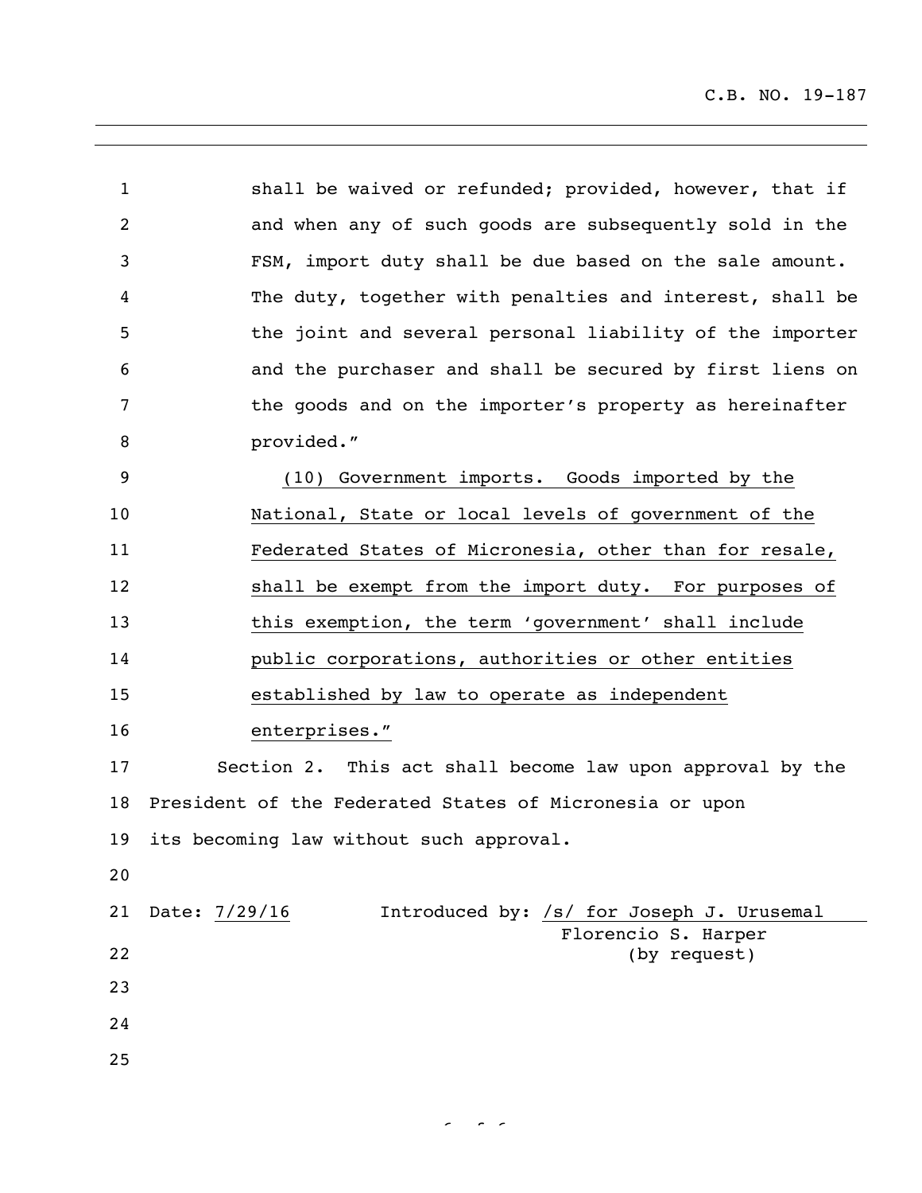shall be waived or refunded; provided, however, that if and when any of such goods are subsequently sold in the FSM, import duty shall be due based on the sale amount. The duty, together with penalties and interest, shall be the joint and several personal liability of the importer and the purchaser and shall be secured by first liens on the goods and on the importer's property as hereinafter provided."

<u>(10) Government imports. Goods imported by the National, State or local levels of government of the Federated States of Micronesia, other than for resale, shall be exempt from the import duty. For purposes of this exemption, the term 'government' shall include public corporations, authorities or other entities established by law to operate as independent enterprises.</u>"

Section 2. This act shall become law upon approval by the President of the Federated States of Micronesia or upon its becoming law without such approval.

Date: 7/29/16 Introduced by: /s/ for Joseph J. Urusemal

Florencio S. Harper
(by request)